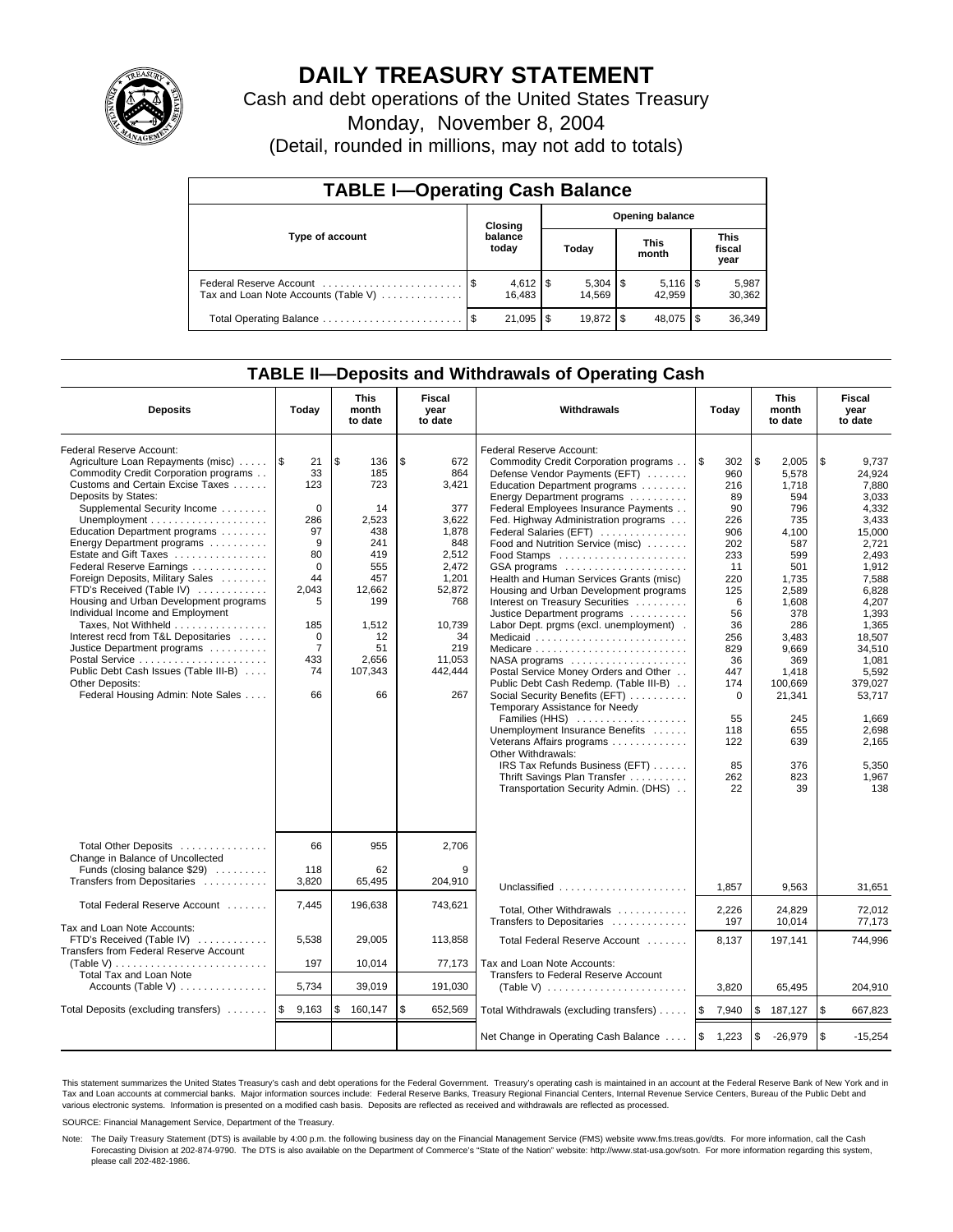# DAILY TREASURY STATEMENT

Cash and debt operations of the United States Treasury

Monday, November 8, 2004

(Detail, rounded in millions, may not add to totals)

## TABLE I—Operating Cash Balance

| Type of account | Closing balance today | Opening balance Today | Opening balance This month | Opening balance This fiscal year |
|---|---|---|---|---|
| Federal Reserve Account | $ 4,612 | $ 5,304 | $ 5,116 | $ 5,987 |
| Tax and Loan Note Accounts (Table V) | 16,483 | 14,569 | 42,959 | 30,362 |
| Total Operating Balance | $ 21,095 | $ 19,872 | $ 48,075 | $ 36,349 |

## TABLE II—Deposits and Withdrawals of Operating Cash

| Deposits | Today | This month to date | Fiscal year to date |
|---|---|---|---|
| Federal Reserve Account: | | | |
| Agriculture Loan Repayments (misc) | $ 21 | $ 136 | $ 672 |
| Commodity Credit Corporation programs | 33 | 185 | 864 |
| Customs and Certain Excise Taxes | 123 | 723 | 3,421 |
| Deposits by States: | | | |
| Supplemental Security Income | 0 | 14 | 377 |
| Unemployment | 286 | 2,523 | 3,622 |
| Education Department programs | 97 | 438 | 1,878 |
| Energy Department programs | 9 | 241 | 848 |
| Estate and Gift Taxes | 80 | 419 | 2,512 |
| Federal Reserve Earnings | 0 | 555 | 2,472 |
| Foreign Deposits, Military Sales | 44 | 457 | 1,201 |
| FTD's Received (Table IV) | 2,043 | 12,662 | 52,872 |
| Housing and Urban Development programs | 5 | 199 | 768 |
| Individual Income and Employment Taxes, Not Withheld | 185 | 1,512 | 10,739 |
| Interest recd from T&L Depositaries | 0 | 12 | 34 |
| Justice Department programs | 7 | 51 | 219 |
| Postal Service | 433 | 2,656 | 11,053 |
| Public Debt Cash Issues (Table III-B) | 74 | 107,343 | 442,444 |
| Other Deposits: | | | |
| Federal Housing Admin: Note Sales | 66 | 66 | 267 |
| Total Other Deposits | 66 | 955 | 2,706 |
| Change in Balance of Uncollected Funds (closing balance $29) | 118 | 62 | 9 |
| Transfers from Depositaries | 3,820 | 65,495 | 204,910 |
| Total Federal Reserve Account | 7,445 | 196,638 | 743,621 |
| Tax and Loan Note Accounts: | | | |
| FTD's Received (Table IV) | 5,538 | 29,005 | 113,858 |
| Transfers from Federal Reserve Account (Table V) | 197 | 10,014 | 77,173 |
| Total Tax and Loan Note Accounts (Table V) | 5,734 | 39,019 | 191,030 |
| Total Deposits (excluding transfers) | $ 9,163 | $ 160,147 | $ 652,569 |

| Withdrawals | Today | This month to date | Fiscal year to date |
|---|---|---|---|
| Federal Reserve Account: | | | |
| Commodity Credit Corporation programs | $ 302 | $ 2,005 | $ 9,737 |
| Defense Vendor Payments (EFT) | 960 | 5,578 | 24,924 |
| Education Department programs | 216 | 1,718 | 7,880 |
| Energy Department programs | 89 | 594 | 3,033 |
| Federal Employees Insurance Payments | 90 | 796 | 4,332 |
| Fed. Highway Administration programs | 226 | 735 | 3,433 |
| Federal Salaries (EFT) | 906 | 4,100 | 15,000 |
| Food and Nutrition Service (misc) | 202 | 587 | 2,721 |
| Food Stamps | 233 | 599 | 2,493 |
| GSA programs | 11 | 501 | 1,912 |
| Health and Human Services Grants (misc) | 220 | 1,735 | 7,588 |
| Housing and Urban Development programs | 125 | 2,589 | 6,828 |
| Interest on Treasury Securities | 6 | 1,608 | 4,207 |
| Justice Department programs | 56 | 378 | 1,393 |
| Labor Dept. prgms (excl. unemployment) | 36 | 286 | 1,365 |
| Medicaid | 256 | 3,483 | 18,507 |
| Medicare | 829 | 9,669 | 34,510 |
| NASA programs | 36 | 369 | 1,081 |
| Postal Service Money Orders and Other | 447 | 1,418 | 5,592 |
| Public Debt Cash Redemp. (Table III-B) | 174 | 100,669 | 379,027 |
| Social Security Benefits (EFT) | 0 | 21,341 | 53,717 |
| Temporary Assistance for Needy Families (HHS) | 55 | 245 | 1,669 |
| Unemployment Insurance Benefits | 118 | 655 | 2,698 |
| Veterans Affairs programs | 122 | 639 | 2,165 |
| Other Withdrawals: | | | |
| IRS Tax Refunds Business (EFT) | 85 | 376 | 5,350 |
| Thrift Savings Plan Transfer | 262 | 823 | 1,967 |
| Transportation Security Admin. (DHS) | 22 | 39 | 138 |
| Unclassified | 1,857 | 9,563 | 31,651 |
| Total, Other Withdrawals | 2,226 | 24,829 | 72,012 |
| Transfers to Depositaries | 197 | 10,014 | 77,173 |
| Total Federal Reserve Account | 8,137 | 197,141 | 744,996 |
| Tax and Loan Note Accounts: | | | |
| Transfers to Federal Reserve Account (Table V) | 3,820 | 65,495 | 204,910 |
| Total Withdrawals (excluding transfers) | $ 7,940 | $ 187,127 | $ 667,823 |
| Net Change in Operating Cash Balance | $ 1,223 | $ -26,979 | $ -15,254 |

This statement summarizes the United States Treasury's cash and debt operations for the Federal Government. Treasury's operating cash is maintained in an account at the Federal Reserve Bank of New York and in Tax and Loan accounts at commercial banks. Major information sources include: Federal Reserve Banks, Treasury Regional Financial Centers, Internal Revenue Service Centers, Bureau of the Public Debt and various electronic systems. Information is presented on a modified cash basis. Deposits are reflected as received and withdrawals are reflected as processed.

SOURCE: Financial Management Service, Department of the Treasury.

Note: The Daily Treasury Statement (DTS) is available by 4:00 p.m. the following business day on the Financial Management Service (FMS) website www.fms.treas.gov/dts. For more information, call the Cash Forecasting Division at 202-874-9790. The DTS is also available on the Department of Commerce's "State of the Nation" website: http://www.stat-usa.gov/sotn. For more information regarding this system, please call 202-482-1986.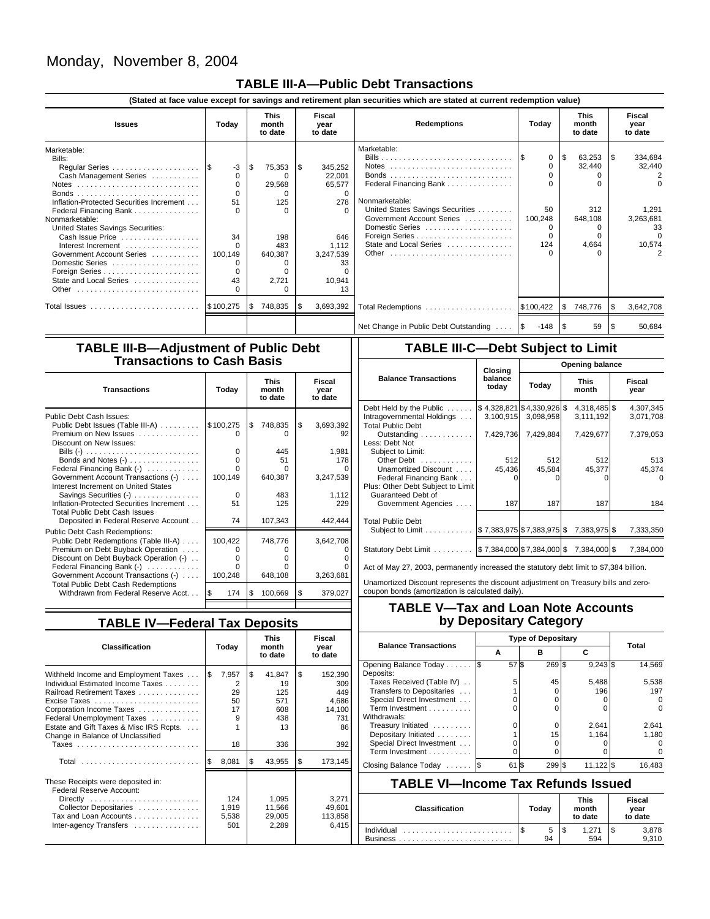Monday, November 8, 2004

## TABLE III-A—Public Debt Transactions

(Stated at face value except for savings and retirement plan securities which are stated at current redemption value)

| Issues | Today | This month to date | Fiscal year to date |
|---|---|---|---|
| Marketable: | | | |
| Bills: | | | |
| Regular Series | $ -3 | $ 75,353 | $ 345,252 |
| Cash Management Series | 0 | 0 | 22,001 |
| Notes | 0 | 29,568 | 65,577 |
| Bonds | 0 | 0 | 0 |
| Inflation-Protected Securities Increment | 51 | 125 | 278 |
| Federal Financing Bank | 0 | 0 | 0 |
| Nonmarketable: | | | |
| United States Savings Securities: | | | |
| Cash Issue Price | 34 | 198 | 646 |
| Interest Increment | 0 | 483 | 1,112 |
| Government Account Series | 100,149 | 640,387 | 3,247,539 |
| Domestic Series | 0 | 0 | 33 |
| Foreign Series | 0 | 0 | 0 |
| State and Local Series | 43 | 2,721 | 10,941 |
| Other | 0 | 0 | 13 |
| Total Issues | $100,275 | $ 748,835 | $ 3,693,392 |

| Redemptions | Today | This month to date | Fiscal year to date |
|---|---|---|---|
| Marketable: | | | |
| Bills | $ 0 | $ 63,253 | $ 334,684 |
| Notes | 0 | 32,440 | 32,440 |
| Bonds | 0 | 0 | 2 |
| Federal Financing Bank | 0 | 0 | 0 |
| Nonmarketable: | | | |
| United States Savings Securities | 50 | 312 | 1,291 |
| Government Account Series | 100,248 | 648,108 | 3,263,681 |
| Domestic Series | 0 | 0 | 33 |
| Foreign Series | 0 | 0 | 0 |
| State and Local Series | 124 | 4,664 | 10,574 |
| Other | 0 | 0 | 2 |
| Total Redemptions | $100,422 | $ 748,776 | $ 3,642,708 |
| Net Change in Public Debt Outstanding | $ -148 | $ 59 | $ 50,684 |

## TABLE III-B—Adjustment of Public Debt Transactions to Cash Basis

| Transactions | Today | This month to date | Fiscal year to date |
|---|---|---|---|
| Public Debt Cash Issues: | | | |
| Public Debt Issues (Table III-A) | $100,275 | $ 748,835 | $ 3,693,392 |
| Premium on New Issues | 0 | 0 | 92 |
| Discount on New Issues: | | | |
| Bills (-) | 0 | 445 | 1,981 |
| Bonds and Notes (-) | 0 | 51 | 178 |
| Federal Financing Bank (-) | 0 | 0 | 0 |
| Government Account Transactions (-) | 100,149 | 640,387 | 3,247,539 |
| Interest Increment on United States Savings Securities (-) | 0 | 483 | 1,112 |
| Inflation-Protected Securities Increment | 51 | 125 | 229 |
| Total Public Debt Cash Issues Deposited in Federal Reserve Account | 74 | 107,343 | 442,444 |
| Public Debt Cash Redemptions: | | | |
| Public Debt Redemptions (Table III-A) | 100,422 | 748,776 | 3,642,708 |
| Premium on Debt Buyback Operation | 0 | 0 | 0 |
| Discount on Debt Buyback Operation (-) | 0 | 0 | 0 |
| Federal Financing Bank (-) | 0 | 0 | 0 |
| Government Account Transactions (-) | 100,248 | 648,108 | 3,263,681 |
| Total Public Debt Cash Redemptions Withdrawn from Federal Reserve Acct. | $ 174 | $ 100,669 | $ 379,027 |

## TABLE III-C—Debt Subject to Limit

| Balance Transactions | Closing balance today | Opening balance Today | Opening balance This month | Opening balance Fiscal year |
|---|---|---|---|---|
| Debt Held by the Public | $ 4,328,821 | $ 4,330,926 | $ 4,318,485 | $ 4,307,345 |
| Intragovernmental Holdings | 3,100,915 | 3,098,958 | 3,111,192 | 3,071,708 |
| Total Public Debt Outstanding | 7,429,736 | 7,429,884 | 7,429,677 | 7,379,053 |
| Less: Debt Not Subject to Limit: | | | | |
| Other Debt | 512 | 512 | 512 | 513 |
| Unamortized Discount | 45,436 | 45,584 | 45,377 | 45,374 |
| Federal Financing Bank | 0 | 0 | 0 | 0 |
| Plus: Other Debt Subject to Limit Guaranteed Debt of Government Agencies | 187 | 187 | 187 | 184 |
| Total Public Debt Subject to Limit | $ 7,383,975 | $ 7,383,975 | $ 7,383,975 | $ 7,333,350 |
| Statutory Debt Limit | $ 7,384,000 | $ 7,384,000 | $ 7,384,000 | $ 7,384,000 |

Act of May 27, 2003, permanently increased the statutory debt limit to $7,384 billion.

Unamortized Discount represents the discount adjustment on Treasury bills and zero-coupon bonds (amortization is calculated daily).

## TABLE IV—Federal Tax Deposits

| Classification | Today | This month to date | Fiscal year to date |
|---|---|---|---|
| Withheld Income and Employment Taxes | $ 7,957 | $ 41,847 | $ 152,390 |
| Individual Estimated Income Taxes | 2 | 19 | 309 |
| Railroad Retirement Taxes | 29 | 125 | 449 |
| Excise Taxes | 50 | 571 | 4,686 |
| Corporation Income Taxes | 17 | 608 | 14,100 |
| Federal Unemployment Taxes | 9 | 438 | 731 |
| Estate and Gift Taxes & Misc IRS Rcpts. | 1 | 13 | 86 |
| Change in Balance of Unclassified Taxes | 18 | 336 | 392 |
| Total | $ 8,081 | $ 43,955 | $ 173,145 |
| These Receipts were deposited in: | | | |
| Federal Reserve Account: | | | |
| Directly | 124 | 1,095 | 3,271 |
| Collector Depositaries | 1,919 | 11,566 | 49,601 |
| Tax and Loan Accounts | 5,538 | 29,005 | 113,858 |
| Inter-agency Transfers | 501 | 2,289 | 6,415 |

## TABLE V—Tax and Loan Note Accounts by Depositary Category

| Balance Transactions | Type of Depositary A | B | C | Total |
|---|---|---|---|---|
| Opening Balance Today | $ 57 | $ 269 | $ 9,243 | $ 14,569 |
| Deposits: | | | | |
| Taxes Received (Table IV) | 5 | 45 | 5,488 | 5,538 |
| Transfers to Depositaries | 1 | 0 | 196 | 197 |
| Special Direct Investment | 0 | 0 | 0 | 0 |
| Term Investment | 0 | 0 | 0 | 0 |
| Withdrawals: | | | | |
| Treasury Initiated | 0 | 0 | 2,641 | 2,641 |
| Depositary Initiated | 1 | 15 | 1,164 | 1,180 |
| Special Direct Investment | 0 | 0 | 0 | 0 |
| Term Investment | 0 | 0 | 0 | 0 |
| Closing Balance Today | $ 61 | $ 299 | $ 11,122 | $ 16,483 |

## TABLE VI—Income Tax Refunds Issued

| Classification | Today | This month to date | Fiscal year to date |
|---|---|---|---|
| Individual | $ 5 | $ 1,271 | $ 3,878 |
| Business | 94 | 594 | 9,310 |